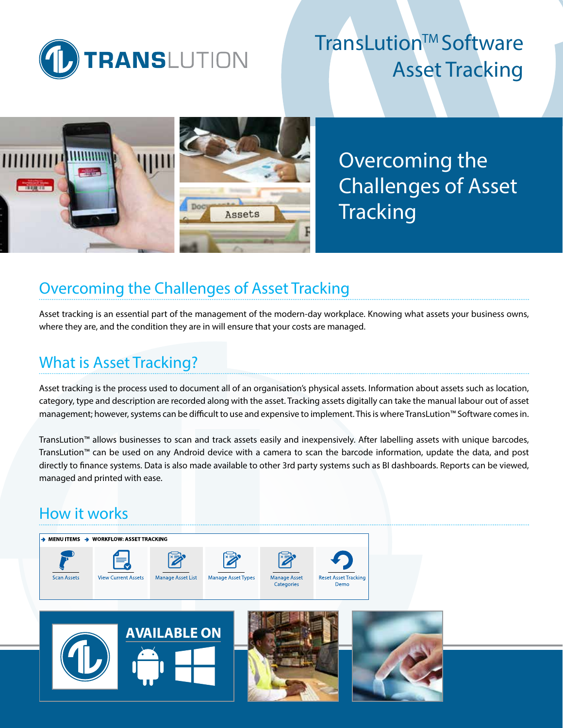TRANSLUTION

# TransLution™ Software Asset Tracking

Overcoming the Challenges of Asset Tracking

## Overcoming the Challenges of Asset Tracking

Asset tracking is an essential part of the management of the modern-day workplace. Knowing what assets your business owns, where they are, and the condition they are in will ensure that your costs are managed.

## What is Asset Tracking?

Asset tracking is the process used to document all of an organisation's physical assets. Information about assets such as location, category, type and description are recorded along with the asset. Tracking assets digitally can take the manual labour out of asset management; however, systems can be difficult to use and expensive to implement. This is where TransLution™ Software comes in.

TransLution™ allows businesses to scan and track assets easily and inexpensively. After labelling assets with unique barcodes, TransLution™ can be used on any Android device with a camera to scan the barcode information, update the data, and post directly to finance systems. Data is also made available to other 3rd party systems such as BI dashboards. Reports can be viewed, managed and printed with ease.

## How it works

MENU ITEMS → WORKFLOW: ASSET TRACKING

- Scan Assets
- View Current Assets
- Manage Asset List
- Manage Asset Types
- Manage Asset Categories
- Reset Asset Tracking Demo

AVAILABLE ON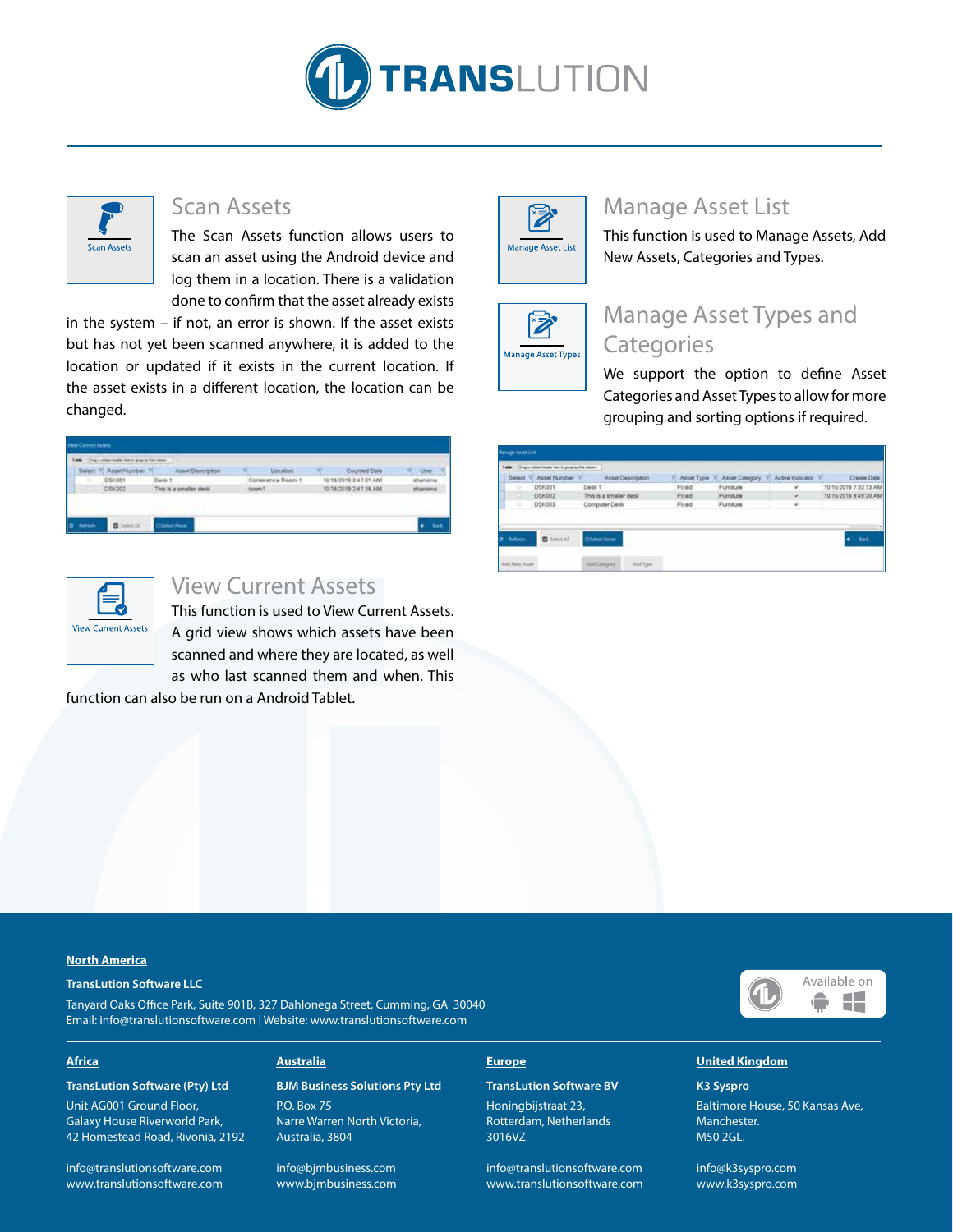# TRANSLUTION

## Scan Assets

The Scan Assets function allows users to scan an asset using the Android device and log them in a location. There is a validation done to confirm that the asset already exists in the system – if not, an error is shown. If the asset exists but has not yet been scanned anywhere, it is added to the location or updated if it exists in the current location. If the asset exists in a different location, the location can be changed.

## View Current Assets

This function is used to View Current Assets. A grid view shows which assets have been scanned and where they are located, as well as who last scanned them and when. This function can also be run on a Android Tablet.

## Manage Asset List

This function is used to Manage Assets, Add New Assets, Categories and Types.

## Manage Asset Types and Categories

We support the option to define Asset Categories and Asset Types to allow for more grouping and sorting options if required.

**North America**

**TransLution Software LLC**

Tanyard Oaks Office Park, Suite 901B, 327 Dahlonega Street, Cumming, GA 30040
Email: info@translutionsoftware.com | Website: www.translutionsoftware.com

Available on

**Africa**

**TransLution Software (Pty) Ltd**

Unit AG001 Ground Floor,
Galaxy House Riverworld Park,
42 Homestead Road, Rivonia, 2192

info@translutionsoftware.com
www.translutionsoftware.com

**Australia**

**BJM Business Solutions Pty Ltd**

P.O. Box 75
Narre Warren North Victoria,
Australia, 3804

info@bjmbusiness.com
www.bjmbusiness.com

**Europe**

**TransLution Software BV**

Honingbijstraat 23,
Rotterdam, Netherlands
3016VZ

info@translutionsoftware.com
www.translutionsoftware.com

**United Kingdom**

**K3 Syspro**

Baltimore House, 50 Kansas Ave,
Manchester.
M50 2GL.

info@k3syspro.com
www.k3syspro.com